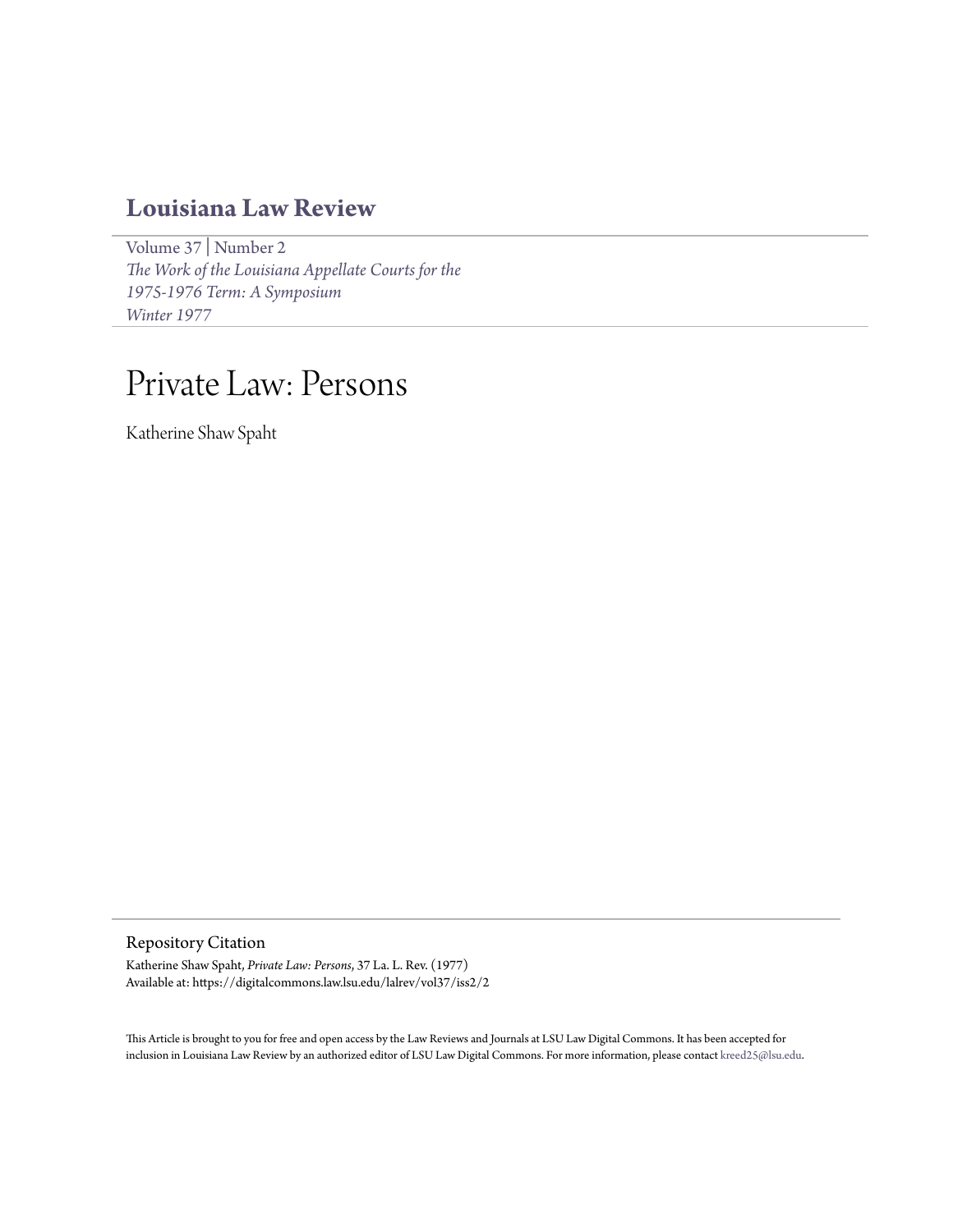# Louisiana Law Review

Volume 37 | Number 2
*The Work of the Louisiana Appellate Courts for the 1975-1976 Term: A Symposium*
*Winter 1977*

# Private Law: Persons

Katherine Shaw Spaht

## Repository Citation

Katherine Shaw Spaht, *Private Law: Persons*, 37 La. L. Rev. (1977)
Available at: https://digitalcommons.law.lsu.edu/lalrev/vol37/iss2/2

This Article is brought to you for free and open access by the Law Reviews and Journals at LSU Law Digital Commons. It has been accepted for inclusion in Louisiana Law Review by an authorized editor of LSU Law Digital Commons. For more information, please contact kreed25@lsu.edu.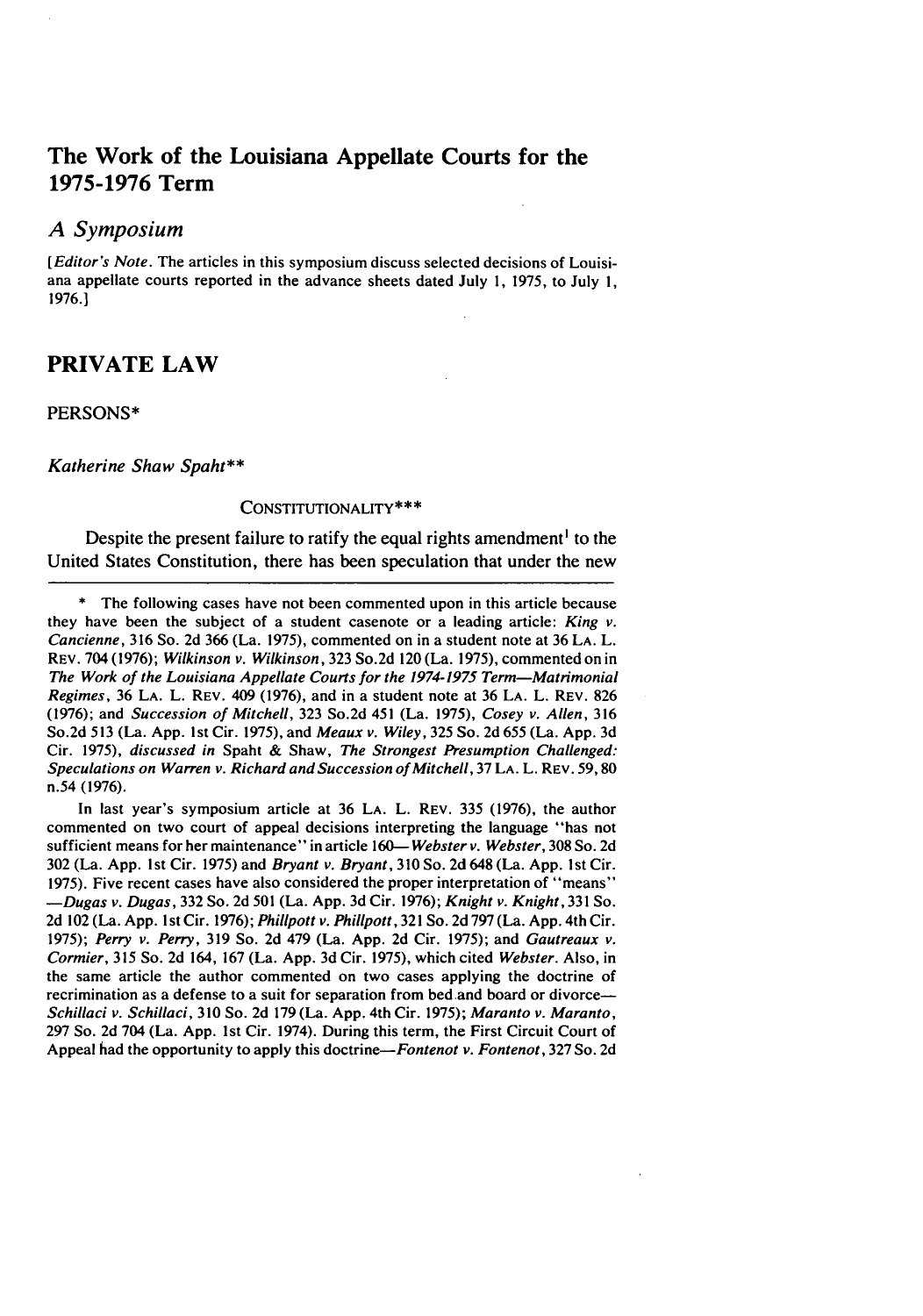# The Work of the Louisiana Appellate Courts for the 1975-1976 Term

## *A Symposium*

[*Editor's Note*. The articles in this symposium discuss selected decisions of Louisiana appellate courts reported in the advance sheets dated July 1, 1975, to July 1, 1976.]

## PRIVATE LAW

### PERSONS*

*Katherine Shaw Spaht***

CONSTITUTIONALITY***

Despite the present failure to ratify the equal rights amendment[1] to the United States Constitution, there has been speculation that under the new

---

\* The following cases have not been commented upon in this article because they have been the subject of a student casenote or a leading article: *King v. Cancienne*, 316 So. 2d 366 (La. 1975), commented on in a student note at 36 LA. L. REV. 704 (1976); *Wilkinson v. Wilkinson*, 323 So.2d 120 (La. 1975), commented on in *The Work of the Louisiana Appellate Courts for the 1974-1975 Term—Matrimonial Regimes*, 36 LA. L. REV. 409 (1976), and in a student note at 36 LA. L. REV. 826 (1976); and *Succession of Mitchell*, 323 So.2d 451 (La. 1975), *Cosey v. Allen*, 316 So.2d 513 (La. App. 1st Cir. 1975), and *Meaux v. Wiley*, 325 So. 2d 655 (La. App. 3d Cir. 1975), *discussed in* Spaht & Shaw, *The Strongest Presumption Challenged: Speculations on Warren v. Richard and Succession of Mitchell*, 37 LA. L. REV. 59, 80 n.54 (1976).

In last year's symposium article at 36 LA. L. REV. 335 (1976), the author commented on two court of appeal decisions interpreting the language "has not sufficient means for her maintenance" in article 160—*Webster v. Webster*, 308 So. 2d 302 (La. App. 1st Cir. 1975) and *Bryant v. Bryant*, 310 So. 2d 648 (La. App. 1st Cir. 1975). Five recent cases have also considered the proper interpretation of "means" —*Dugas v. Dugas*, 332 So. 2d 501 (La. App. 3d Cir. 1976); *Knight v. Knight*, 331 So. 2d 102 (La. App. 1st Cir. 1976); *Phillpott v. Phillpott*, 321 So. 2d 797 (La. App. 4th Cir. 1975); *Perry v. Perry*, 319 So. 2d 479 (La. App. 2d Cir. 1975); and *Gautreaux v. Cormier*, 315 So. 2d 164, 167 (La. App. 3d Cir. 1975), which cited *Webster*. Also, in the same article the author commented on two cases applying the doctrine of recrimination as a defense to a suit for separation from bed and board or divorce—*Schillaci v. Schillaci*, 310 So. 2d 179 (La. App. 4th Cir. 1975); *Maranto v. Maranto*, 297 So. 2d 704 (La. App. 1st Cir. 1974). During this term, the First Circuit Court of Appeal had the opportunity to apply this doctrine—*Fontenot v. Fontenot*, 327 So. 2d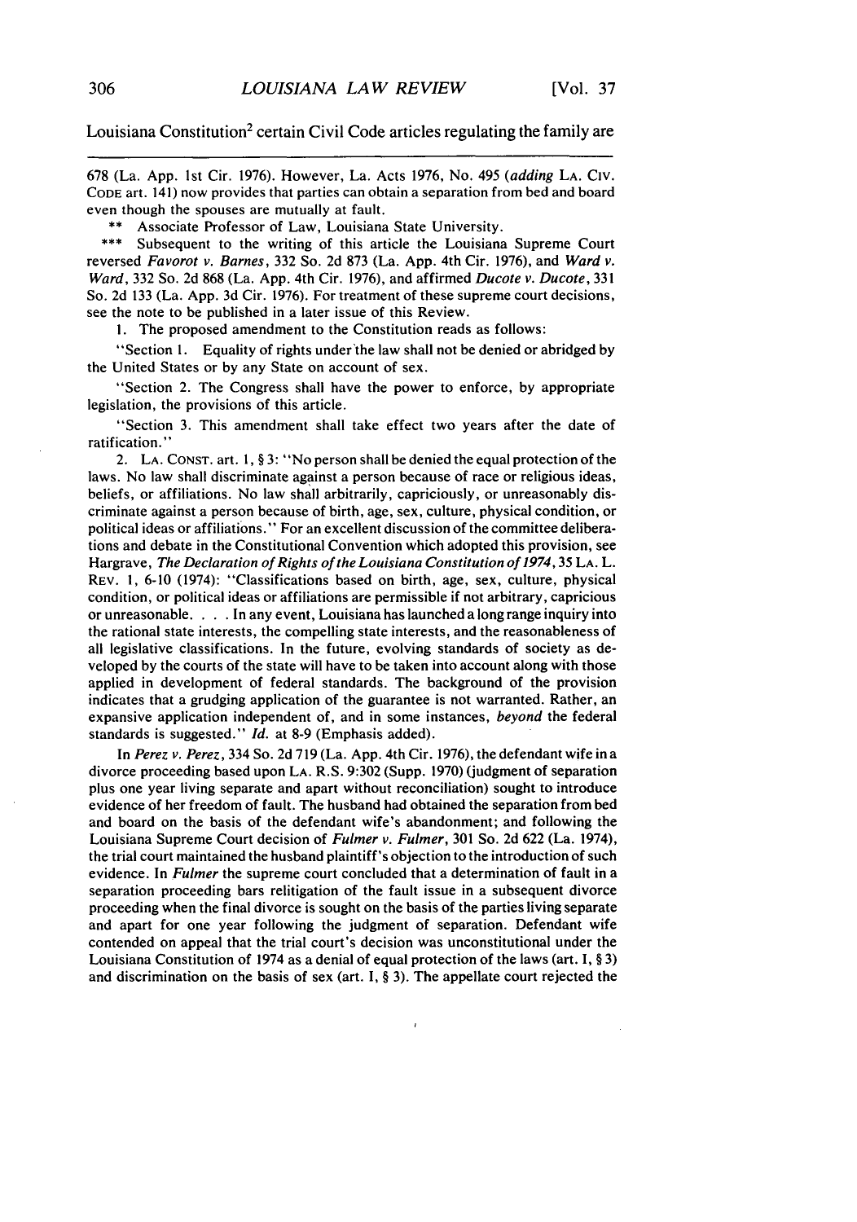Louisiana Constitution[2] certain Civil Code articles regulating the family are

---

678 (La. App. 1st Cir. 1976). However, La. Acts 1976, No. 495 (*adding* LA. CIV. CODE art. 141) now provides that parties can obtain a separation from bed and board even though the spouses are mutually at fault.

\*\* Associate Professor of Law, Louisiana State University.

\*\*\* Subsequent to the writing of this article the Louisiana Supreme Court reversed *Favorot v. Barnes*, 332 So. 2d 873 (La. App. 4th Cir. 1976), and *Ward v. Ward*, 332 So. 2d 868 (La. App. 4th Cir. 1976), and affirmed *Ducote v. Ducote*, 331 So. 2d 133 (La. App. 3d Cir. 1976). For treatment of these supreme court decisions, see the note to be published in a later issue of this Review.

1. The proposed amendment to the Constitution reads as follows:

"Section 1. Equality of rights under the law shall not be denied or abridged by the United States or by any State on account of sex.

"Section 2. The Congress shall have the power to enforce, by appropriate legislation, the provisions of this article.

"Section 3. This amendment shall take effect two years after the date of ratification."

2. LA. CONST. art. 1, § 3: "No person shall be denied the equal protection of the laws. No law shall discriminate against a person because of race or religious ideas, beliefs, or affiliations. No law shall arbitrarily, capriciously, or unreasonably discriminate against a person because of birth, age, sex, culture, physical condition, or political ideas or affiliations." For an excellent discussion of the committee deliberations and debate in the Constitutional Convention which adopted this provision, see Hargrave, *The Declaration of Rights of the Louisiana Constitution of 1974*, 35 LA. L. REV. 1, 6-10 (1974): "Classifications based on birth, age, sex, culture, physical condition, or political ideas or affiliations are permissible if not arbitrary, capricious or unreasonable. . . . In any event, Louisiana has launched a long range inquiry into the rational state interests, the compelling state interests, and the reasonableness of all legislative classifications. In the future, evolving standards of society as developed by the courts of the state will have to be taken into account along with those applied in development of federal standards. The background of the provision indicates that a grudging application of the guarantee is not warranted. Rather, an expansive application independent of, and in some instances, *beyond* the federal standards is suggested." *Id.* at 8-9 (Emphasis added).

In *Perez v. Perez*, 334 So. 2d 719 (La. App. 4th Cir. 1976), the defendant wife in a divorce proceeding based upon LA. R.S. 9:302 (Supp. 1970) (judgment of separation plus one year living separate and apart without reconciliation) sought to introduce evidence of her freedom of fault. The husband had obtained the separation from bed and board on the basis of the defendant wife's abandonment; and following the Louisiana Supreme Court decision of *Fulmer v. Fulmer*, 301 So. 2d 622 (La. 1974), the trial court maintained the husband plaintiff's objection to the introduction of such evidence. In *Fulmer* the supreme court concluded that a determination of fault in a separation proceeding bars relitigation of the fault issue in a subsequent divorce proceeding when the final divorce is sought on the basis of the parties living separate and apart for one year following the judgment of separation. Defendant wife contended on appeal that the trial court's decision was unconstitutional under the Louisiana Constitution of 1974 as a denial of equal protection of the laws (art. I, § 3) and discrimination on the basis of sex (art. I, § 3). The appellate court rejected the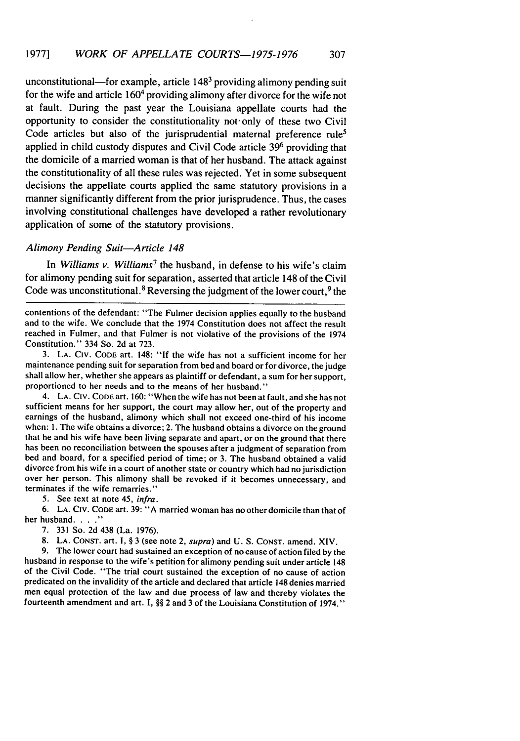unconstitutional—for example, article 148[3] providing alimony pending suit for the wife and article 160[4] providing alimony after divorce for the wife not at fault. During the past year the Louisiana appellate courts had the opportunity to consider the constitutionality not only of these two Civil Code articles but also of the jurisprudential maternal preference rule[5] applied in child custody disputes and Civil Code article 39[6] providing that the domicile of a married woman is that of her husband. The attack against the constitutionality of all these rules was rejected. Yet in some subsequent decisions the appellate courts applied the same statutory provisions in a manner significantly different from the prior jurisprudence. Thus, the cases involving constitutional challenges have developed a rather revolutionary application of some of the statutory provisions.

### *Alimony Pending Suit—Article 148*

In *Williams v. Williams*[7] the husband, in defense to his wife's claim for alimony pending suit for separation, asserted that article 148 of the Civil Code was unconstitutional.[8] Reversing the judgment of the lower court,[9] the

---

contentions of the defendant: "The Fulmer decision applies equally to the husband and to the wife. We conclude that the 1974 Constitution does not affect the result reached in Fulmer, and that Fulmer is not violative of the provisions of the 1974 Constitution." 334 So. 2d at 723.

3. LA. CIV. CODE art. 148: "If the wife has not a sufficient income for her maintenance pending suit for separation from bed and board or for divorce, the judge shall allow her, whether she appears as plaintiff or defendant, a sum for her support, proportioned to her needs and to the means of her husband."

4. LA. CIV. CODE art. 160: "When the wife has not been at fault, and she has not sufficient means for her support, the court may allow her, out of the property and earnings of the husband, alimony which shall not exceed one-third of his income when: 1. The wife obtains a divorce; 2. The husband obtains a divorce on the ground that he and his wife have been living separate and apart, or on the ground that there has been no reconciliation between the spouses after a judgment of separation from bed and board, for a specified period of time; or 3. The husband obtained a valid divorce from his wife in a court of another state or country which had no jurisdiction over her person. This alimony shall be revoked if it becomes unnecessary, and terminates if the wife remarries."

5. See text at note 45, *infra*.

6. LA. CIV. CODE art. 39: "A married woman has no other domicile than that of her husband. . . ."

7. 331 So. 2d 438 (La. 1976).

8. LA. CONST. art. I, § 3 (see note 2, *supra*) and U. S. CONST. amend. XIV.

9. The lower court had sustained an exception of no cause of action filed by the husband in response to the wife's petition for alimony pending suit under article 148 of the Civil Code. "The trial court sustained the exception of no cause of action predicated on the invalidity of the article and declared that article 148 denies married men equal protection of the law and due process of law and thereby violates the fourteenth amendment and art. I, §§ 2 and 3 of the Louisiana Constitution of 1974."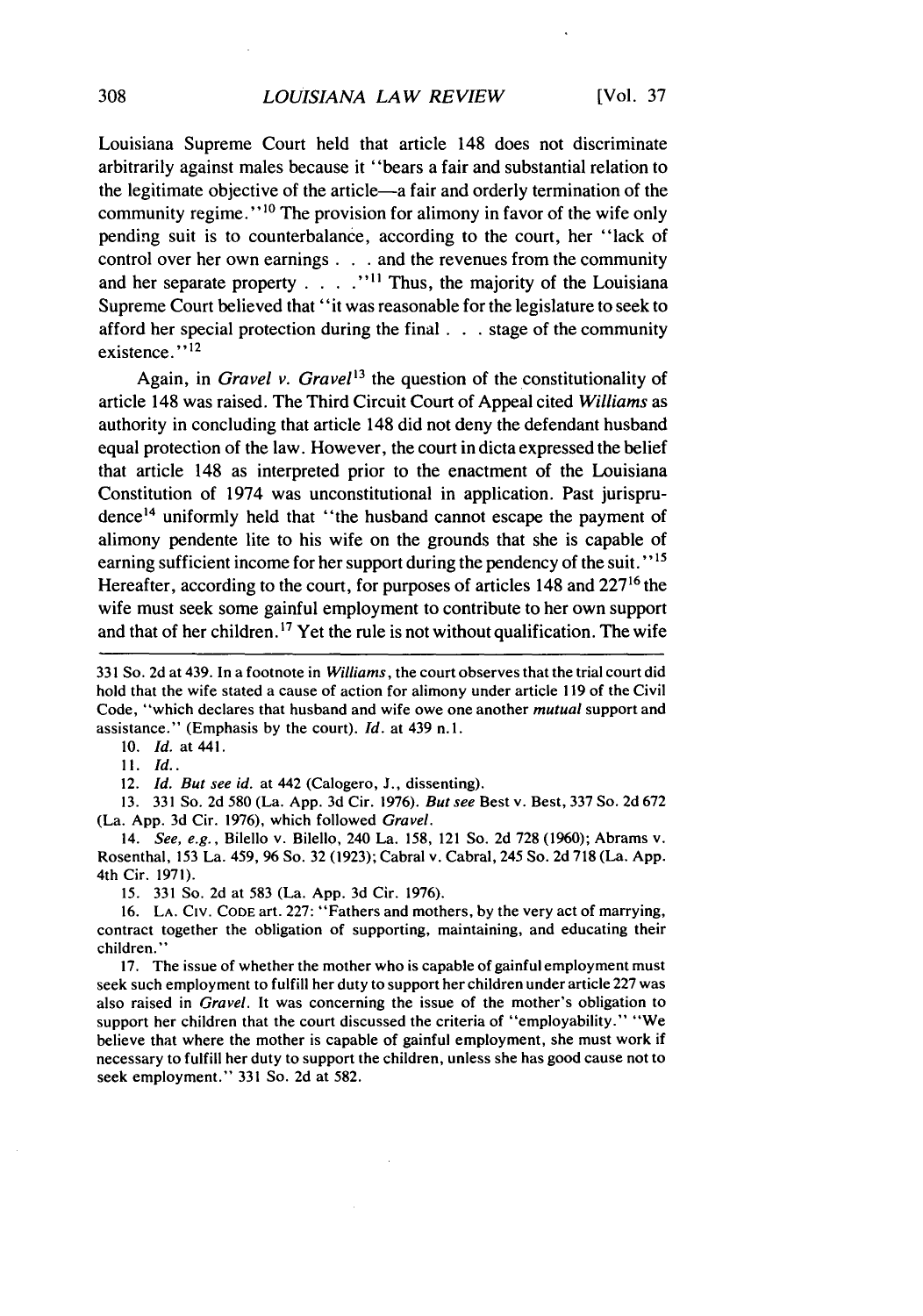Louisiana Supreme Court held that article 148 does not discriminate arbitrarily against males because it "bears a fair and substantial relation to the legitimate objective of the article—a fair and orderly termination of the community regime."[10] The provision for alimony in favor of the wife only pending suit is to counterbalance, according to the court, her "lack of control over her own earnings . . . and the revenues from the community and her separate property . . . ."[11] Thus, the majority of the Louisiana Supreme Court believed that "it was reasonable for the legislature to seek to afford her special protection during the final . . . stage of the community existence."[12]

Again, in *Gravel v. Gravel*[13] the question of the constitutionality of article 148 was raised. The Third Circuit Court of Appeal cited *Williams* as authority in concluding that article 148 did not deny the defendant husband equal protection of the law. However, the court in dicta expressed the belief that article 148 as interpreted prior to the enactment of the Louisiana Constitution of 1974 was unconstitutional in application. Past jurisprudence[14] uniformly held that "the husband cannot escape the payment of alimony pendente lite to his wife on the grounds that she is capable of earning sufficient income for her support during the pendency of the suit."[15] Hereafter, according to the court, for purposes of articles 148 and 227[16] the wife must seek some gainful employment to contribute to her own support and that of her children.[17] Yet the rule is not without qualification. The wife

---

331 So. 2d at 439. In a footnote in *Williams*, the court observes that the trial court did hold that the wife stated a cause of action for alimony under article 119 of the Civil Code, "which declares that husband and wife owe one another *mutual* support and assistance." (Emphasis by the court). *Id.* at 439 n.1.

10. *Id.* at 441.

11. *Id.*.

12. *Id. But see id.* at 442 (Calogero, J., dissenting).

13. 331 So. 2d 580 (La. App. 3d Cir. 1976). *But see* Best v. Best, 337 So. 2d 672 (La. App. 3d Cir. 1976), which followed *Gravel*.

14. *See, e.g.*, Bilello v. Bilello, 240 La. 158, 121 So. 2d 728 (1960); Abrams v. Rosenthal, 153 La. 459, 96 So. 32 (1923); Cabral v. Cabral, 245 So. 2d 718 (La. App. 4th Cir. 1971).

15. 331 So. 2d at 583 (La. App. 3d Cir. 1976).

16. LA. CIV. CODE art. 227: "Fathers and mothers, by the very act of marrying, contract together the obligation of supporting, maintaining, and educating their children."

17. The issue of whether the mother who is capable of gainful employment must seek such employment to fulfill her duty to support her children under article 227 was also raised in *Gravel*. It was concerning the issue of the mother's obligation to support her children that the court discussed the criteria of "employability." "We believe that where the mother is capable of gainful employment, she must work if necessary to fulfill her duty to support the children, unless she has good cause not to seek employment." 331 So. 2d at 582.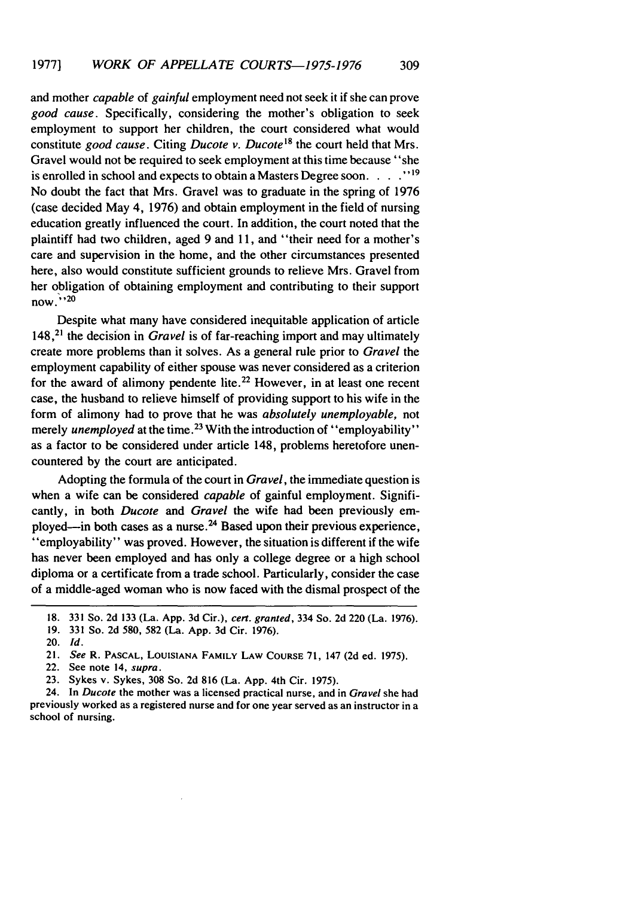and mother *capable* of *gainful* employment need not seek it if she can prove *good cause*. Specifically, considering the mother's obligation to seek employment to support her children, the court considered what would constitute *good cause*. Citing *Ducote v. Ducote*[18] the court held that Mrs. Gravel would not be required to seek employment at this time because "she is enrolled in school and expects to obtain a Masters Degree soon. . . ."[19] No doubt the fact that Mrs. Gravel was to graduate in the spring of 1976 (case decided May 4, 1976) and obtain employment in the field of nursing education greatly influenced the court. In addition, the court noted that the plaintiff had two children, aged 9 and 11, and "their need for a mother's care and supervision in the home, and the other circumstances presented here, also would constitute sufficient grounds to relieve Mrs. Gravel from her obligation of obtaining employment and contributing to their support now."[20]

Despite what many have considered inequitable application of article 148,[21] the decision in *Gravel* is of far-reaching import and may ultimately create more problems than it solves. As a general rule prior to *Gravel* the employment capability of either spouse was never considered as a criterion for the award of alimony pendente lite.[22] However, in at least one recent case, the husband to relieve himself of providing support to his wife in the form of alimony had to prove that he was *absolutely unemployable*, not merely *unemployed* at the time.[23] With the introduction of "employability" as a factor to be considered under article 148, problems heretofore unencountered by the court are anticipated.

Adopting the formula of the court in *Gravel*, the immediate question is when a wife can be considered *capable* of gainful employment. Significantly, in both *Ducote* and *Gravel* the wife had been previously employed—in both cases as a nurse.[24] Based upon their previous experience, "employability" was proved. However, the situation is different if the wife has never been employed and has only a college degree or a high school diploma or a certificate from a trade school. Particularly, consider the case of a middle-aged woman who is now faced with the dismal prospect of the

---

18. 331 So. 2d 133 (La. App. 3d Cir.), *cert. granted*, 334 So. 2d 220 (La. 1976).

19. 331 So. 2d 580, 582 (La. App. 3d Cir. 1976).

20. *Id.*

21. *See* R. Pascal, Louisiana Family Law Course 71, 147 (2d ed. 1975).

22. See note 14, *supra*.

23. Sykes v. Sykes, 308 So. 2d 816 (La. App. 4th Cir. 1975).

24. In *Ducote* the mother was a licensed practical nurse, and in *Gravel* she had previously worked as a registered nurse and for one year served as an instructor in a school of nursing.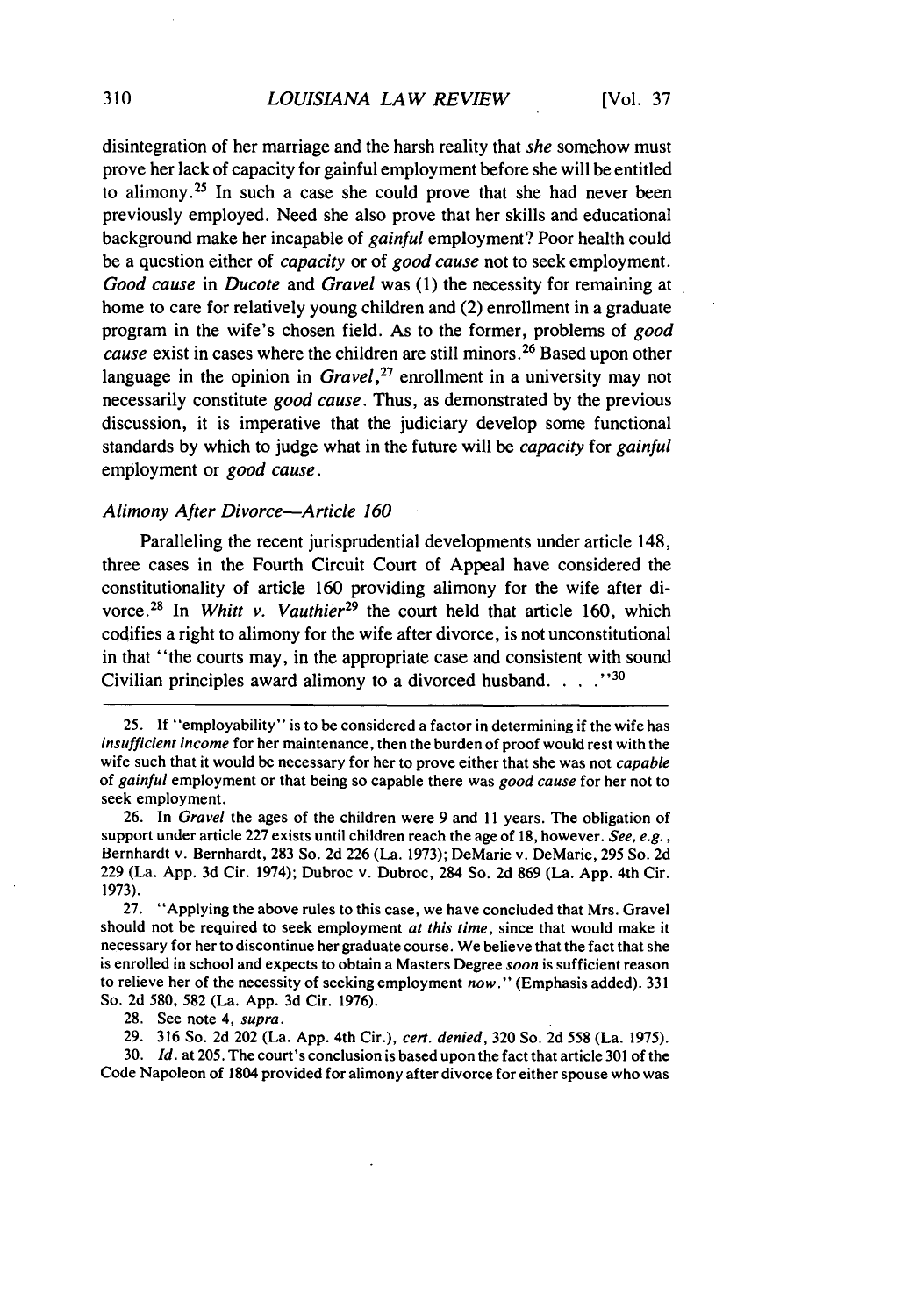disintegration of her marriage and the harsh reality that *she* somehow must prove her lack of capacity for gainful employment before she will be entitled to alimony.[25] In such a case she could prove that she had never been previously employed. Need she also prove that her skills and educational background make her incapable of *gainful* employment? Poor health could be a question either of *capacity* or of *good cause* not to seek employment. *Good cause* in *Ducote* and *Gravel* was (1) the necessity for remaining at home to care for relatively young children and (2) enrollment in a graduate program in the wife's chosen field. As to the former, problems of *good cause* exist in cases where the children are still minors.[26] Based upon other language in the opinion in *Gravel*,[27] enrollment in a university may not necessarily constitute *good cause*. Thus, as demonstrated by the previous discussion, it is imperative that the judiciary develop some functional standards by which to judge what in the future will be *capacity* for *gainful* employment or *good cause*.

### *Alimony After Divorce—Article 160*

Paralleling the recent jurisprudential developments under article 148, three cases in the Fourth Circuit Court of Appeal have considered the constitutionality of article 160 providing alimony for the wife after divorce.[28] In *Whitt v. Vauthier*[29] the court held that article 160, which codifies a right to alimony for the wife after divorce, is not unconstitutional in that "the courts may, in the appropriate case and consistent with sound Civilian principles award alimony to a divorced husband. . . ."[30]

---

25. If "employability" is to be considered a factor in determining if the wife has *insufficient income* for her maintenance, then the burden of proof would rest with the wife such that it would be necessary for her to prove either that she was not *capable* of *gainful* employment or that being so capable there was *good cause* for her not to seek employment.

26. In *Gravel* the ages of the children were 9 and 11 years. The obligation of support under article 227 exists until children reach the age of 18, however. *See, e.g.*, Bernhardt v. Bernhardt, 283 So. 2d 226 (La. 1973); DeMarie v. DeMarie, 295 So. 2d 229 (La. App. 3d Cir. 1974); Dubroc v. Dubroc, 284 So. 2d 869 (La. App. 4th Cir. 1973).

27. "Applying the above rules to this case, we have concluded that Mrs. Gravel should not be required to seek employment *at this time*, since that would make it necessary for her to discontinue her graduate course. We believe that the fact that she is enrolled in school and expects to obtain a Masters Degree *soon* is sufficient reason to relieve her of the necessity of seeking employment *now*." (Emphasis added). 331 So. 2d 580, 582 (La. App. 3d Cir. 1976).

28. See note 4, *supra*.

29. 316 So. 2d 202 (La. App. 4th Cir.), *cert. denied*, 320 So. 2d 558 (La. 1975).

30. *Id.* at 205. The court's conclusion is based upon the fact that article 301 of the Code Napoleon of 1804 provided for alimony after divorce for either spouse who was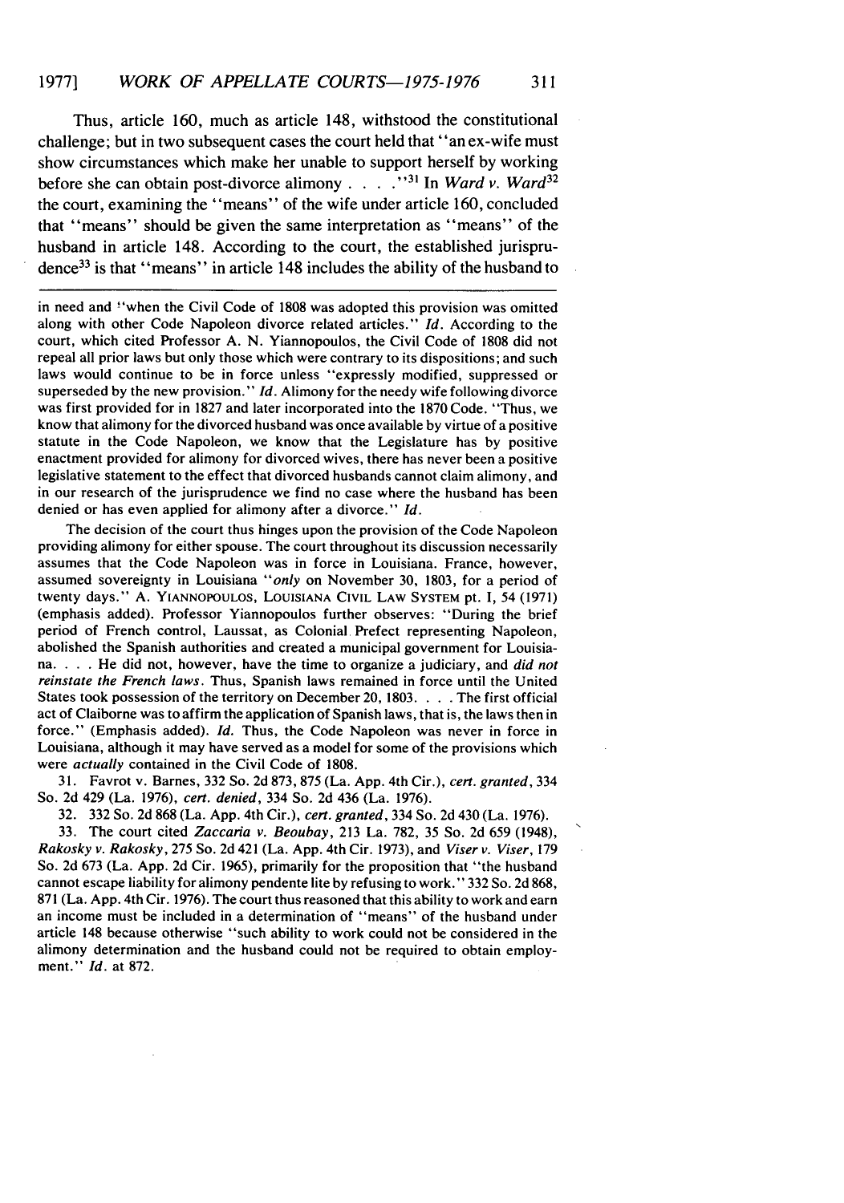Thus, article 160, much as article 148, withstood the constitutional challenge; but in two subsequent cases the court held that "an ex-wife must show circumstances which make her unable to support herself by working before she can obtain post-divorce alimony . . . ."[31] In *Ward v. Ward*[32] the court, examining the "means" of the wife under article 160, concluded that "means" should be given the same interpretation as "means" of the husband in article 148. According to the court, the established jurisprudence[33] is that "means" in article 148 includes the ability of the husband to

---

in need and "when the Civil Code of 1808 was adopted this provision was omitted along with other Code Napoleon divorce related articles." *Id.* According to the court, which cited Professor A. N. Yiannopoulos, the Civil Code of 1808 did not repeal all prior laws but only those which were contrary to its dispositions; and such laws would continue to be in force unless "expressly modified, suppressed or superseded by the new provision." *Id.* Alimony for the needy wife following divorce was first provided for in 1827 and later incorporated into the 1870 Code. "Thus, we know that alimony for the divorced husband was once available by virtue of a positive statute in the Code Napoleon, we know that the Legislature has by positive enactment provided for alimony for divorced wives, there has never been a positive legislative statement to the effect that divorced husbands cannot claim alimony, and in our research of the jurisprudence we find no case where the husband has been denied or has even applied for alimony after a divorce." *Id.*

The decision of the court thus hinges upon the provision of the Code Napoleon providing alimony for either spouse. The court throughout its discussion necessarily assumes that the Code Napoleon was in force in Louisiana. France, however, assumed sovereignty in Louisiana "*only* on November 30, 1803, for a period of twenty days." A. YIANNOPOULOS, LOUISIANA CIVIL LAW SYSTEM pt. I, 54 (1971) (emphasis added). Professor Yiannopoulos further observes: "During the brief period of French control, Laussat, as Colonial Prefect representing Napoleon, abolished the Spanish authorities and created a municipal government for Louisiana. . . . He did not, however, have the time to organize a judiciary, and *did not reinstate the French laws*. Thus, Spanish laws remained in force until the United States took possession of the territory on December 20, 1803. . . . The first official act of Claiborne was to affirm the application of Spanish laws, that is, the laws then in force." (Emphasis added). *Id.* Thus, the Code Napoleon was never in force in Louisiana, although it may have served as a model for some of the provisions which were *actually* contained in the Civil Code of 1808.

31. Favrot v. Barnes, 332 So. 2d 873, 875 (La. App. 4th Cir.), *cert. granted*, 334 So. 2d 429 (La. 1976), *cert. denied*, 334 So. 2d 436 (La. 1976).

32. 332 So. 2d 868 (La. App. 4th Cir.), *cert. granted*, 334 So. 2d 430 (La. 1976).

33. The court cited *Zaccaria v. Beoubay*, 213 La. 782, 35 So. 2d 659 (1948), *Rakosky v. Rakosky*, 275 So. 2d 421 (La. App. 4th Cir. 1973), and *Viser v. Viser*, 179 So. 2d 673 (La. App. 2d Cir. 1965), primarily for the proposition that "the husband cannot escape liability for alimony pendente lite by refusing to work." 332 So. 2d 868, 871 (La. App. 4th Cir. 1976). The court thus reasoned that this ability to work and earn an income must be included in a determination of "means" of the husband under article 148 because otherwise "such ability to work could not be considered in the alimony determination and the husband could not be required to obtain employment." *Id.* at 872.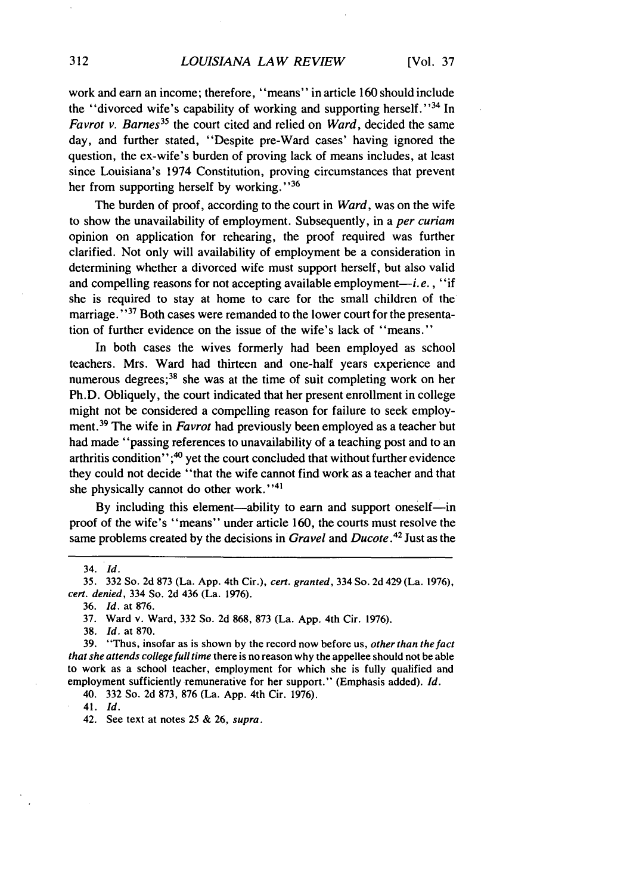work and earn an income; therefore, "means" in article 160 should include the "divorced wife's capability of working and supporting herself."[34] In *Favrot v. Barnes*[35] the court cited and relied on *Ward*, decided the same day, and further stated, "Despite pre-Ward cases' having ignored the question, the ex-wife's burden of proving lack of means includes, at least since Louisiana's 1974 Constitution, proving circumstances that prevent her from supporting herself by working."[36]

The burden of proof, according to the court in *Ward*, was on the wife to show the unavailability of employment. Subsequently, in a *per curiam* opinion on application for rehearing, the proof required was further clarified. Not only will availability of employment be a consideration in determining whether a divorced wife must support herself, but also valid and compelling reasons for not accepting available employment—*i.e.*, "if she is required to stay at home to care for the small children of the marriage."[37] Both cases were remanded to the lower court for the presentation of further evidence on the issue of the wife's lack of "means."

In both cases the wives formerly had been employed as school teachers. Mrs. Ward had thirteen and one-half years experience and numerous degrees;[38] she was at the time of suit completing work on her Ph.D. Obliquely, the court indicated that her present enrollment in college might not be considered a compelling reason for failure to seek employment.[39] The wife in *Favrot* had previously been employed as a teacher but had made "passing references to unavailability of a teaching post and to an arthritis condition";[40] yet the court concluded that without further evidence they could not decide "that the wife cannot find work as a teacher and that she physically cannot do other work."[41]

By including this element—ability to earn and support oneself—in proof of the wife's "means" under article 160, the courts must resolve the same problems created by the decisions in *Gravel* and *Ducote*.[42] Just as the

---

34. *Id.*

35. 332 So. 2d 873 (La. App. 4th Cir.), *cert. granted*, 334 So. 2d 429 (La. 1976), *cert. denied*, 334 So. 2d 436 (La. 1976).

36. *Id.* at 876.

37. Ward v. Ward, 332 So. 2d 868, 873 (La. App. 4th Cir. 1976).

38. *Id.* at 870.

39. "Thus, insofar as is shown by the record now before us, *other than the fact that she attends college full time* there is no reason why the appellee should not be able to work as a school teacher, employment for which she is fully qualified and employment sufficiently remunerative for her support." (Emphasis added). *Id.*

40. 332 So. 2d 873, 876 (La. App. 4th Cir. 1976).

41. *Id.*

42. See text at notes 25 & 26, *supra*.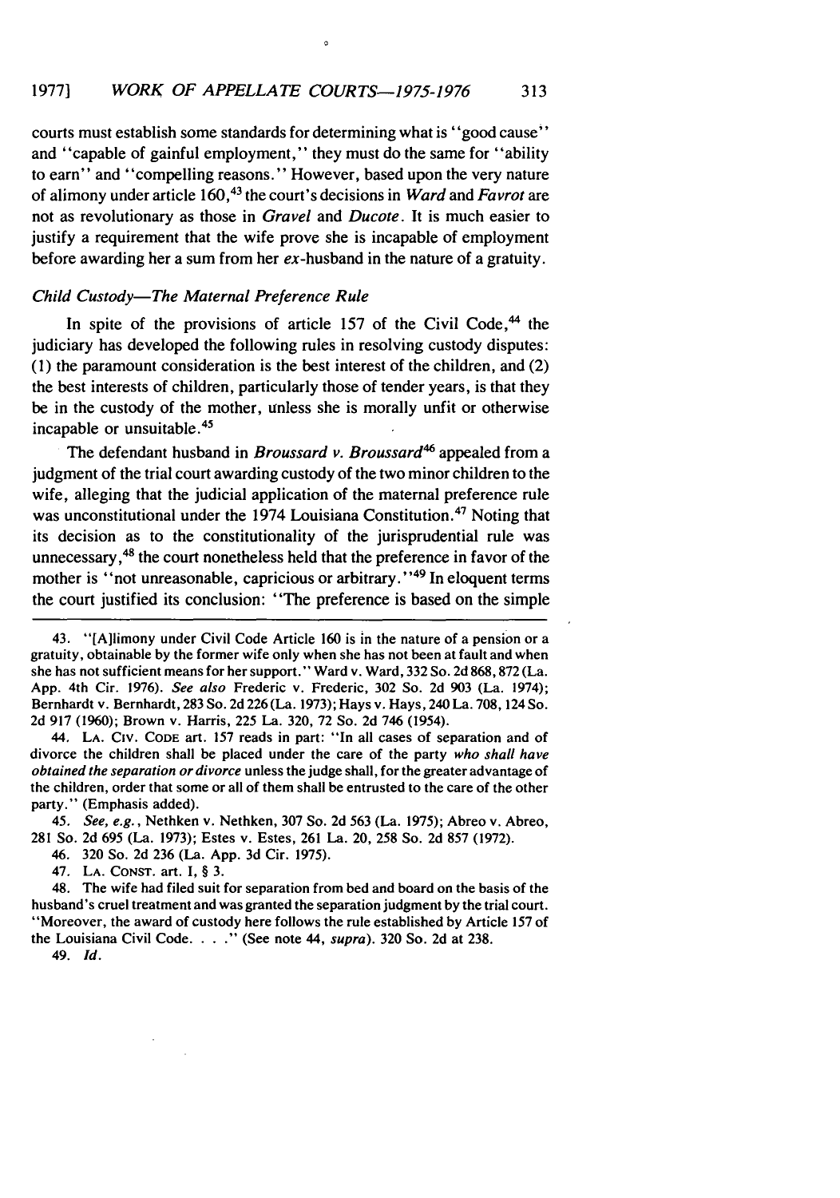courts must establish some standards for determining what is "good cause" and "capable of gainful employment," they must do the same for "ability to earn" and "compelling reasons." However, based upon the very nature of alimony under article 160,[43] the court's decisions in *Ward* and *Favrot* are not as revolutionary as those in *Gravel* and *Ducote*. It is much easier to justify a requirement that the wife prove she is incapable of employment before awarding her a sum from her *ex*-husband in the nature of a gratuity.

### *Child Custody—The Maternal Preference Rule*

In spite of the provisions of article 157 of the Civil Code,[44] the judiciary has developed the following rules in resolving custody disputes: (1) the paramount consideration is the best interest of the children, and (2) the best interests of children, particularly those of tender years, is that they be in the custody of the mother, unless she is morally unfit or otherwise incapable or unsuitable.[45]

The defendant husband in *Broussard v. Broussard*[46] appealed from a judgment of the trial court awarding custody of the two minor children to the wife, alleging that the judicial application of the maternal preference rule was unconstitutional under the 1974 Louisiana Constitution.[47] Noting that its decision as to the constitutionality of the jurisprudential rule was unnecessary,[48] the court nonetheless held that the preference in favor of the mother is "not unreasonable, capricious or arbitrary."[49] In eloquent terms the court justified its conclusion: "The preference is based on the simple

---

43. "[A]limony under Civil Code Article 160 is in the nature of a pension or a gratuity, obtainable by the former wife only when she has not been at fault and when she has not sufficient means for her support." Ward v. Ward, 332 So. 2d 868, 872 (La. App. 4th Cir. 1976). *See also* Frederic v. Frederic, 302 So. 2d 903 (La. 1974); Bernhardt v. Bernhardt, 283 So. 2d 226 (La. 1973); Hays v. Hays, 240 La. 708, 124 So. 2d 917 (1960); Brown v. Harris, 225 La. 320, 72 So. 2d 746 (1954).

44. LA. CIV. CODE art. 157 reads in part: "In all cases of separation and of divorce the children shall be placed under the care of the party *who shall have obtained the separation or divorce* unless the judge shall, for the greater advantage of the children, order that some or all of them shall be entrusted to the care of the other party." (Emphasis added).

45. *See, e.g.*, Nethken v. Nethken, 307 So. 2d 563 (La. 1975); Abreo v. Abreo, 281 So. 2d 695 (La. 1973); Estes v. Estes, 261 La. 20, 258 So. 2d 857 (1972).

46. 320 So. 2d 236 (La. App. 3d Cir. 1975).

47. LA. CONST. art. I, § 3.

48. The wife had filed suit for separation from bed and board on the basis of the husband's cruel treatment and was granted the separation judgment by the trial court. "Moreover, the award of custody here follows the rule established by Article 157 of the Louisiana Civil Code. . . ." (See note 44, *supra*). 320 So. 2d at 238.

49. *Id.*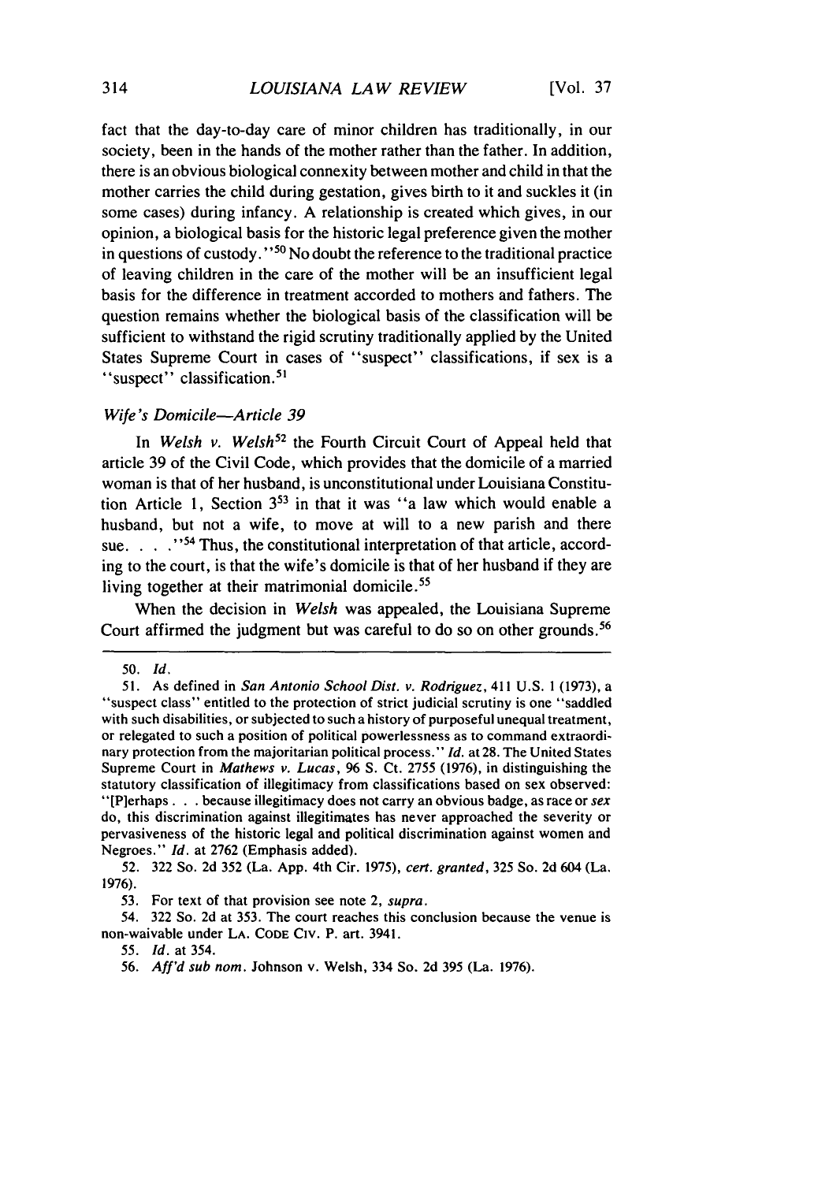fact that the day-to-day care of minor children has traditionally, in our society, been in the hands of the mother rather than the father. In addition, there is an obvious biological connexity between mother and child in that the mother carries the child during gestation, gives birth to it and suckles it (in some cases) during infancy. A relationship is created which gives, in our opinion, a biological basis for the historic legal preference given the mother in questions of custody."[50] No doubt the reference to the traditional practice of leaving children in the care of the mother will be an insufficient legal basis for the difference in treatment accorded to mothers and fathers. The question remains whether the biological basis of the classification will be sufficient to withstand the rigid scrutiny traditionally applied by the United States Supreme Court in cases of "suspect" classifications, if sex is a "suspect" classification.[51]

*Wife's Domicile—Article 39*

In *Welsh v. Welsh*[52] the Fourth Circuit Court of Appeal held that article 39 of the Civil Code, which provides that the domicile of a married woman is that of her husband, is unconstitutional under Louisiana Constitution Article 1, Section 3[53] in that it was "a law which would enable a husband, but not a wife, to move at will to a new parish and there sue. . . ."[54] Thus, the constitutional interpretation of that article, according to the court, is that the wife's domicile is that of her husband if they are living together at their matrimonial domicile.[55]

When the decision in *Welsh* was appealed, the Louisiana Supreme Court affirmed the judgment but was careful to do so on other grounds.[56]

---

50. *Id.*

51. As defined in *San Antonio School Dist. v. Rodriguez*, 411 U.S. 1 (1973), a "suspect class" entitled to the protection of strict judicial scrutiny is one "saddled with such disabilities, or subjected to such a history of purposeful unequal treatment, or relegated to such a position of political powerlessness as to command extraordinary protection from the majoritarian political process." *Id.* at 28. The United States Supreme Court in *Mathews v. Lucas*, 96 S. Ct. 2755 (1976), in distinguishing the statutory classification of illegitimacy from classifications based on sex observed: "[P]erhaps . . . because illegitimacy does not carry an obvious badge, as race or *sex* do, this discrimination against illegitimates has never approached the severity or pervasiveness of the historic legal and political discrimination against women and Negroes." *Id.* at 2762 (Emphasis added).

52. 322 So. 2d 352 (La. App. 4th Cir. 1975), *cert. granted*, 325 So. 2d 604 (La. 1976).

53. For text of that provision see note 2, *supra*.

54. 322 So. 2d at 353. The court reaches this conclusion because the venue is non-waivable under LA. CODE CIV. P. art. 3941.

55. *Id.* at 354.

56. *Aff'd sub nom.* Johnson v. Welsh, 334 So. 2d 395 (La. 1976).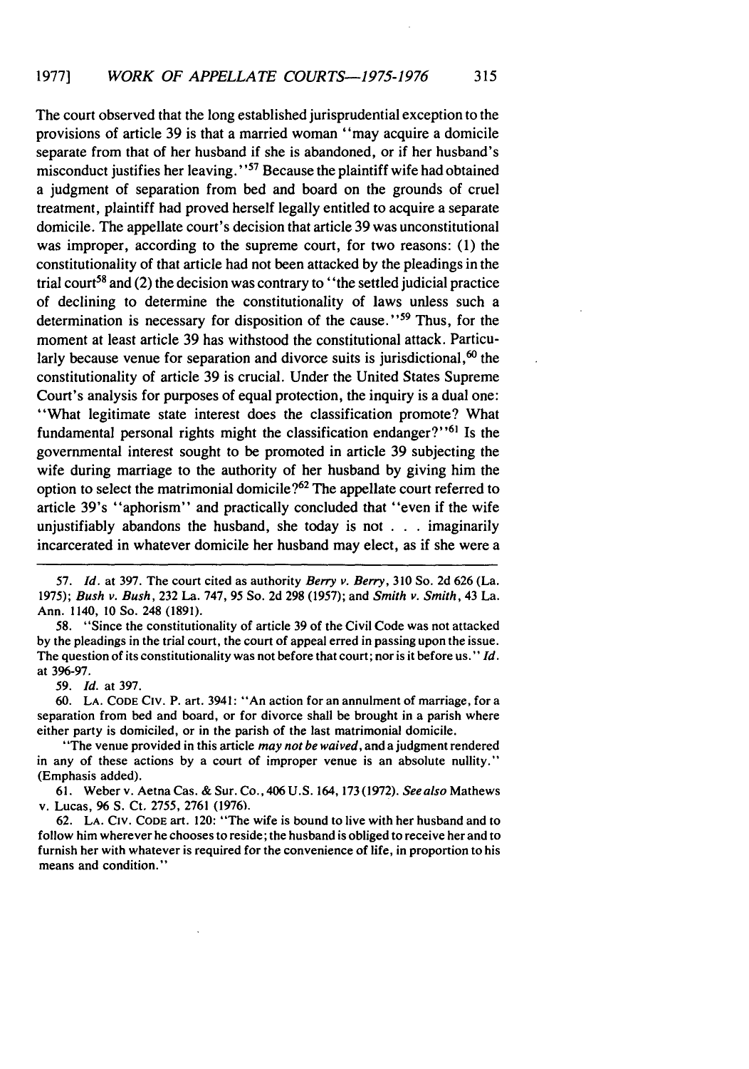The court observed that the long established jurisprudential exception to the provisions of article 39 is that a married woman "may acquire a domicile separate from that of her husband if she is abandoned, or if her husband's misconduct justifies her leaving."[57] Because the plaintiff wife had obtained a judgment of separation from bed and board on the grounds of cruel treatment, plaintiff had proved herself legally entitled to acquire a separate domicile. The appellate court's decision that article 39 was unconstitutional was improper, according to the supreme court, for two reasons: (1) the constitutionality of that article had not been attacked by the pleadings in the trial court[58] and (2) the decision was contrary to "the settled judicial practice of declining to determine the constitutionality of laws unless such a determination is necessary for disposition of the cause."[59] Thus, for the moment at least article 39 has withstood the constitutional attack. Particularly because venue for separation and divorce suits is jurisdictional,[60] the constitutionality of article 39 is crucial. Under the United States Supreme Court's analysis for purposes of equal protection, the inquiry is a dual one: "What legitimate state interest does the classification promote? What fundamental personal rights might the classification endanger?"[61] Is the governmental interest sought to be promoted in article 39 subjecting the wife during marriage to the authority of her husband by giving him the option to select the matrimonial domicile?[62] The appellate court referred to article 39's "aphorism" and practically concluded that "even if the wife unjustifiably abandons the husband, she today is not . . . imaginarily incarcerated in whatever domicile her husband may elect, as if she were a

---

57. *Id.* at 397. The court cited as authority *Berry v. Berry*, 310 So. 2d 626 (La. 1975); *Bush v. Bush*, 232 La. 747, 95 So. 2d 298 (1957); and *Smith v. Smith*, 43 La. Ann. 1140, 10 So. 248 (1891).

58. "Since the constitutionality of article 39 of the Civil Code was not attacked by the pleadings in the trial court, the court of appeal erred in passing upon the issue. The question of its constitutionality was not before that court; nor is it before us." *Id.* at 396-97.

59. *Id.* at 397.

60. LA. CODE CIV. P. art. 3941: "An action for an annulment of marriage, for a separation from bed and board, or for divorce shall be brought in a parish where either party is domiciled, or in the parish of the last matrimonial domicile.

"The venue provided in this article *may not be waived*, and a judgment rendered in any of these actions by a court of improper venue is an absolute nullity." (Emphasis added).

61. Weber v. Aetna Cas. & Sur. Co., 406 U.S. 164, 173 (1972). *See also* Mathews v. Lucas, 96 S. Ct. 2755, 2761 (1976).

62. LA. CIV. CODE art. 120: "The wife is bound to live with her husband and to follow him wherever he chooses to reside; the husband is obliged to receive her and to furnish her with whatever is required for the convenience of life, in proportion to his means and condition."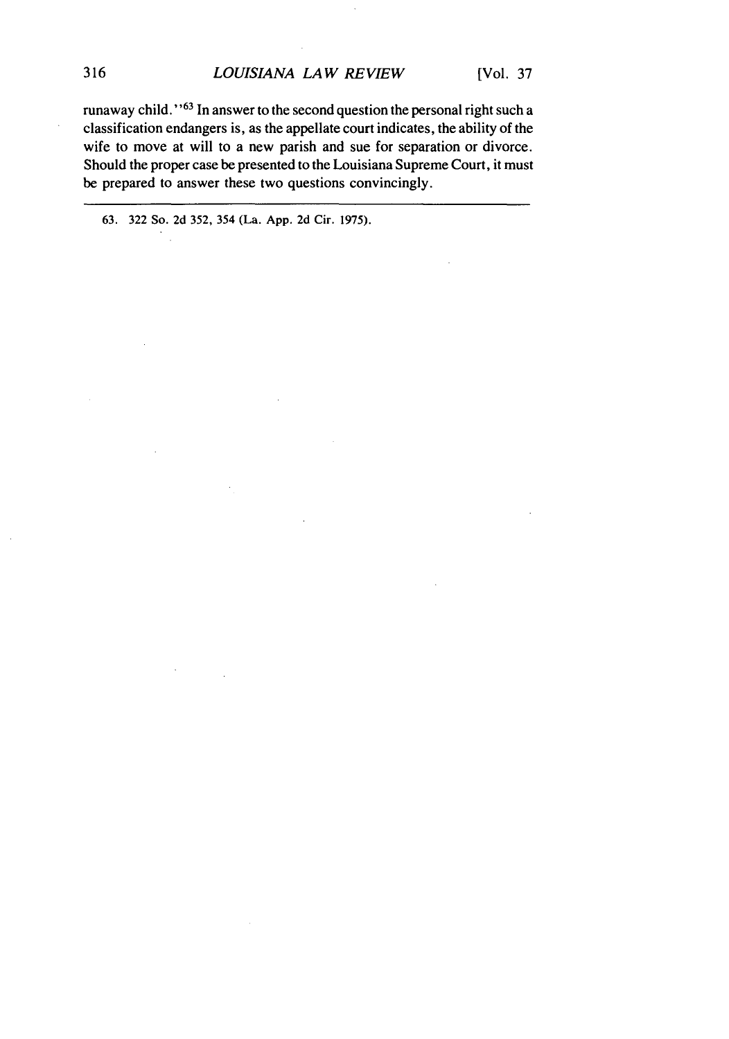runaway child."[63] In answer to the second question the personal right such a classification endangers is, as the appellate court indicates, the ability of the wife to move at will to a new parish and sue for separation or divorce. Should the proper case be presented to the Louisiana Supreme Court, it must be prepared to answer these two questions convincingly.

---

63. 322 So. 2d 352, 354 (La. App. 2d Cir. 1975).